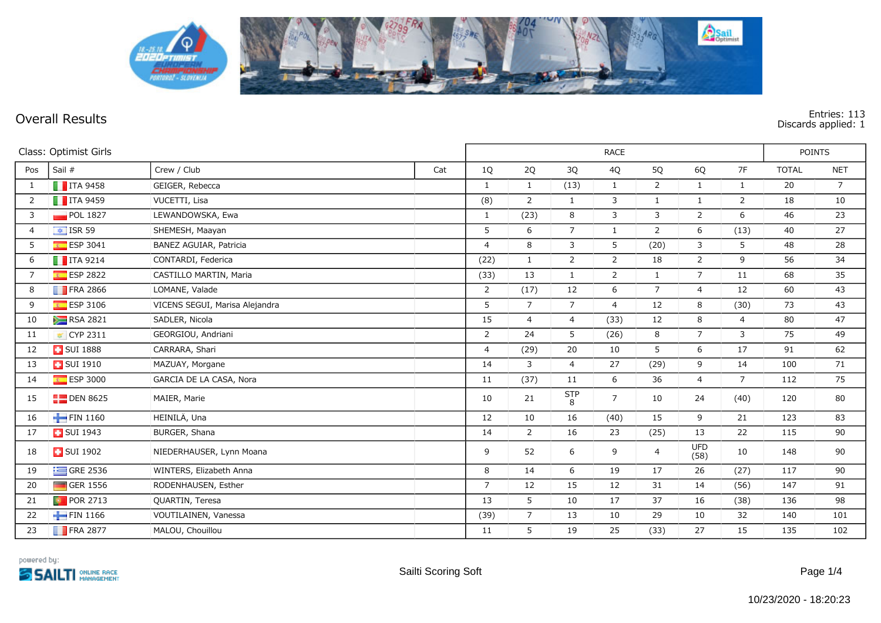## Overall Results

Entries: 113
Discards applied: 1

| Class: Optimist Girls | | | | RACE | | | | | | | POINTS | |
|---|---|---|---|---|---|---|---|---|---|---|---|---|
| Pos | Sail # | Crew / Club | Cat | 1Q | 2Q | 3Q | 4Q | 5Q | 6Q | 7F | TOTAL | NET |
| 1 | ITA 9458 | GEIGER, Rebecca | | 1 | 1 | (13) | 1 | 2 | 1 | 1 | 20 | 7 |
| 2 | ITA 9459 | VUCETTI, Lisa | | (8) | 2 | 1 | 3 | 1 | 1 | 2 | 18 | 10 |
| 3 | POL 1827 | LEWANDOWSKA, Ewa | | 1 | (23) | 8 | 3 | 3 | 2 | 6 | 46 | 23 |
| 4 | ISR 59 | SHEMESH, Maayan | | 5 | 6 | 7 | 1 | 2 | 6 | (13) | 40 | 27 |
| 5 | ESP 3041 | BANEZ AGUIAR, Patricia | | 4 | 8 | 3 | 5 | (20) | 3 | 5 | 48 | 28 |
| 6 | ITA 9214 | CONTARDI, Federica | | (22) | 1 | 2 | 2 | 18 | 2 | 9 | 56 | 34 |
| 7 | ESP 2822 | CASTILLO MARTIN, Maria | | (33) | 13 | 1 | 2 | 1 | 7 | 11 | 68 | 35 |
| 8 | FRA 2866 | LOMANE, Valade | | 2 | (17) | 12 | 6 | 7 | 4 | 12 | 60 | 43 |
| 9 | ESP 3106 | VICENS SEGUI, Marisa Alejandra | | 5 | 7 | 7 | 4 | 12 | 8 | (30) | 73 | 43 |
| 10 | RSA 2821 | SADLER, Nicola | | 15 | 4 | 4 | (33) | 12 | 8 | 4 | 80 | 47 |
| 11 | CYP 2311 | GEORGIOU, Andriani | | 2 | 24 | 5 | (26) | 8 | 7 | 3 | 75 | 49 |
| 12 | SUI 1888 | CARRARA, Shari | | 4 | (29) | 20 | 10 | 5 | 6 | 17 | 91 | 62 |
| 13 | SUI 1910 | MAZUAY, Morgane | | 14 | 3 | 4 | 27 | (29) | 9 | 14 | 100 | 71 |
| 14 | ESP 3000 | GARCIA DE LA CASA, Nora | | 11 | (37) | 11 | 6 | 36 | 4 | 7 | 112 | 75 |
| 15 | DEN 8625 | MAIER, Marie | | 10 | 21 | STP 8 | 7 | 10 | 24 | (40) | 120 | 80 |
| 16 | FIN 1160 | HEINILÄ, Una | | 12 | 10 | 16 | (40) | 15 | 9 | 21 | 123 | 83 |
| 17 | SUI 1943 | BURGER, Shana | | 14 | 2 | 16 | 23 | (25) | 13 | 22 | 115 | 90 |
| 18 | SUI 1902 | NIEDERHAUSER, Lynn Moana | | 9 | 52 | 6 | 9 | 4 | UFD (58) | 10 | 148 | 90 |
| 19 | GRE 2536 | WINTERS, Elizabeth Anna | | 8 | 14 | 6 | 19 | 17 | 26 | (27) | 117 | 90 |
| 20 | GER 1556 | RODENHAUSEN, Esther | | 7 | 12 | 15 | 12 | 31 | 14 | (56) | 147 | 91 |
| 21 | POR 2713 | QUARTIN, Teresa | | 13 | 5 | 10 | 17 | 37 | 16 | (38) | 136 | 98 |
| 22 | FIN 1166 | VOUTILAINEN, Vanessa | | (39) | 7 | 13 | 10 | 29 | 10 | 32 | 140 | 101 |
| 23 | FRA 2877 | MALOU, Chouillou | | 11 | 5 | 19 | 25 | (33) | 27 | 15 | 135 | 102 |

powered by: SAILTI ONLINE RACE MANAGEMENT

Sailti Scoring Soft

10/23/2020 - 18:20:23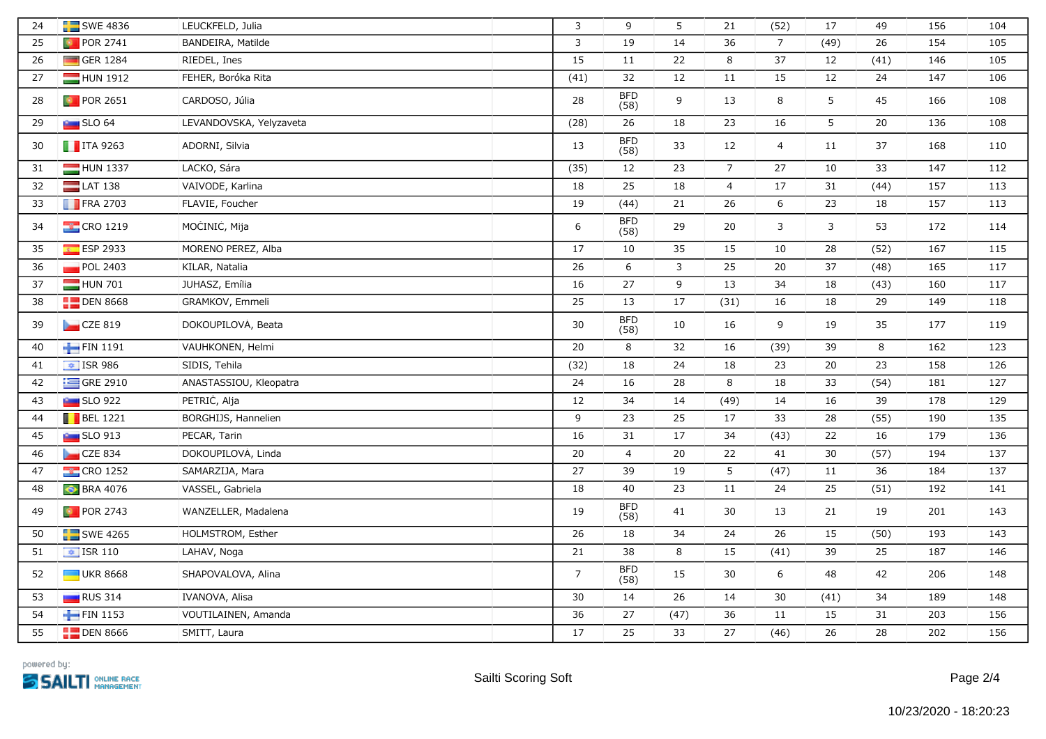| | | | | | | | | | | | | |
|---|---|---|---|---|---|---|---|---|---|---|---|---|
| 24 | SWE 4836 | LEUCKFELD, Julia | | 3 | 9 | 5 | 21 | (52) | 17 | 49 | 156 | 104 |
| 25 | POR 2741 | BANDEIRA, Matilde | | 3 | 19 | 14 | 36 | 7 | (49) | 26 | 154 | 105 |
| 26 | GER 1284 | RIEDEL, Ines | | 15 | 11 | 22 | 8 | 37 | 12 | (41) | 146 | 105 |
| 27 | HUN 1912 | FEHER, Boróka Rita | | (41) | 32 | 12 | 11 | 15 | 12 | 24 | 147 | 106 |
| 28 | POR 2651 | CARDOSO, Júlia | | 28 | BFD (58) | 9 | 13 | 8 | 5 | 45 | 166 | 108 |
| 29 | SLO 64 | LEVANDOVSKA, Yelyzaveta | | (28) | 26 | 18 | 23 | 16 | 5 | 20 | 136 | 108 |
| 30 | ITA 9263 | ADORNI, Silvia | | 13 | BFD (58) | 33 | 12 | 4 | 11 | 37 | 168 | 110 |
| 31 | HUN 1337 | LACKO, Sára | | (35) | 12 | 23 | 7 | 27 | 10 | 33 | 147 | 112 |
| 32 | LAT 138 | VAIVODE, Karlina | | 18 | 25 | 18 | 4 | 17 | 31 | (44) | 157 | 113 |
| 33 | FRA 2703 | FLAVIE, Foucher | | 19 | (44) | 21 | 26 | 6 | 23 | 18 | 157 | 113 |
| 34 | CRO 1219 | MOČINIĆ, Mija | | 6 | BFD (58) | 29 | 20 | 3 | 3 | 53 | 172 | 114 |
| 35 | ESP 2933 | MORENO PEREZ, Alba | | 17 | 10 | 35 | 15 | 10 | 28 | (52) | 167 | 115 |
| 36 | POL 2403 | KILAR, Natalia | | 26 | 6 | 3 | 25 | 20 | 37 | (48) | 165 | 117 |
| 37 | HUN 701 | JUHASZ, Emília | | 16 | 27 | 9 | 13 | 34 | 18 | (43) | 160 | 117 |
| 38 | DEN 8668 | GRAMKOV, Emmeli | | 25 | 13 | 17 | (31) | 16 | 18 | 29 | 149 | 118 |
| 39 | CZE 819 | DOKOUPILOVÀ, Beata | | 30 | BFD (58) | 10 | 16 | 9 | 19 | 35 | 177 | 119 |
| 40 | FIN 1191 | VAUHKONEN, Helmi | | 20 | 8 | 32 | 16 | (39) | 39 | 8 | 162 | 123 |
| 41 | ISR 986 | SIDIS, Tehila | | (32) | 18 | 24 | 18 | 23 | 20 | 23 | 158 | 126 |
| 42 | GRE 2910 | ANASTASSIOU, Kleopatra | | 24 | 16 | 28 | 8 | 18 | 33 | (54) | 181 | 127 |
| 43 | SLO 922 | PETRIČ, Alja | | 12 | 34 | 14 | (49) | 14 | 16 | 39 | 178 | 129 |
| 44 | BEL 1221 | BORGHIJS, Hannelien | | 9 | 23 | 25 | 17 | 33 | 28 | (55) | 190 | 135 |
| 45 | SLO 913 | PECAR, Tarin | | 16 | 31 | 17 | 34 | (43) | 22 | 16 | 179 | 136 |
| 46 | CZE 834 | DOKOUPILOVÀ, Linda | | 20 | 4 | 20 | 22 | 41 | 30 | (57) | 194 | 137 |
| 47 | CRO 1252 | SAMARZIJA, Mara | | 27 | 39 | 19 | 5 | (47) | 11 | 36 | 184 | 137 |
| 48 | BRA 4076 | VASSEL, Gabriela | | 18 | 40 | 23 | 11 | 24 | 25 | (51) | 192 | 141 |
| 49 | POR 2743 | WANZELLER, Madalena | | 19 | BFD (58) | 41 | 30 | 13 | 21 | 19 | 201 | 143 |
| 50 | SWE 4265 | HOLMSTROM, Esther | | 26 | 18 | 34 | 24 | 26 | 15 | (50) | 193 | 143 |
| 51 | ISR 110 | LAHAV, Noga | | 21 | 38 | 8 | 15 | (41) | 39 | 25 | 187 | 146 |
| 52 | UKR 8668 | SHAPOVALOVA, Alina | | 7 | BFD (58) | 15 | 30 | 6 | 48 | 42 | 206 | 148 |
| 53 | RUS 314 | IVANOVA, Alisa | | 30 | 14 | 26 | 14 | 30 | (41) | 34 | 189 | 148 |
| 54 | FIN 1153 | VOUTILAINEN, Amanda | | 36 | 27 | (47) | 36 | 11 | 15 | 31 | 203 | 156 |
| 55 | DEN 8666 | SMITT, Laura | | 17 | 25 | 33 | 27 | (46) | 26 | 28 | 202 | 156 |

powered by: SAILTI ONLINE RACE MANAGEMENT

Sailti Scoring Soft

10/23/2020 - 18:20:23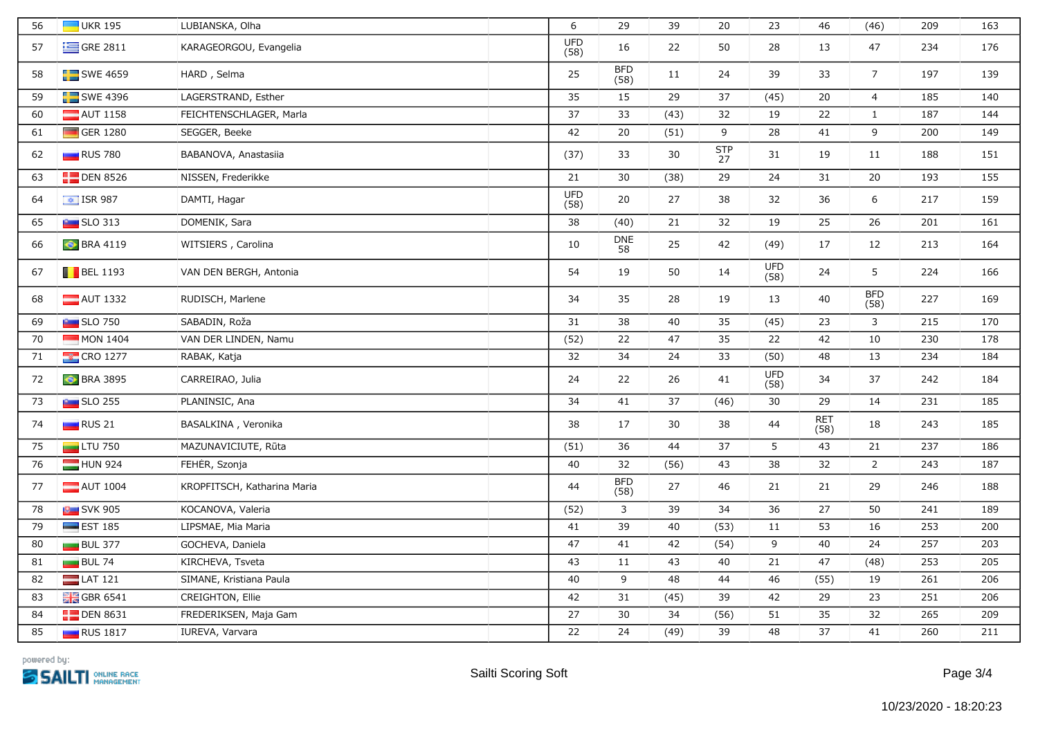| | | | | | | | | | | | | |
|---|---|---|---|---|---|---|---|---|---|---|---|---|
| 56 | UKR 195 | LUBIANSKA, Olha | | 6 | 29 | 39 | 20 | 23 | 46 | (46) | 209 | 163 |
| 57 | GRE 2811 | KARAGEORGOU, Evangelia | | UFD (58) | 16 | 22 | 50 | 28 | 13 | 47 | 234 | 176 |
| 58 | SWE 4659 | HARD , Selma | | 25 | BFD (58) | 11 | 24 | 39 | 33 | 7 | 197 | 139 |
| 59 | SWE 4396 | LAGERSTRAND, Esther | | 35 | 15 | 29 | 37 | (45) | 20 | 4 | 185 | 140 |
| 60 | AUT 1158 | FEICHTENSCHLAGER, Marla | | 37 | 33 | (43) | 32 | 19 | 22 | 1 | 187 | 144 |
| 61 | GER 1280 | SEGGER, Beeke | | 42 | 20 | (51) | 9 | 28 | 41 | 9 | 200 | 149 |
| 62 | RUS 780 | BABANOVA, Anastasiia | | (37) | 33 | 30 | STP 27 | 31 | 19 | 11 | 188 | 151 |
| 63 | DEN 8526 | NISSEN, Frederikke | | 21 | 30 | (38) | 29 | 24 | 31 | 20 | 193 | 155 |
| 64 | ISR 987 | DAMTI, Hagar | | UFD (58) | 20 | 27 | 38 | 32 | 36 | 6 | 217 | 159 |
| 65 | SLO 313 | DOMENIK, Sara | | 38 | (40) | 21 | 32 | 19 | 25 | 26 | 201 | 161 |
| 66 | BRA 4119 | WITSIERS , Carolina | | 10 | DNE 58 | 25 | 42 | (49) | 17 | 12 | 213 | 164 |
| 67 | BEL 1193 | VAN DEN BERGH, Antonia | | 54 | 19 | 50 | 14 | UFD (58) | 24 | 5 | 224 | 166 |
| 68 | AUT 1332 | RUDISCH, Marlene | | 34 | 35 | 28 | 19 | 13 | 40 | BFD (58) | 227 | 169 |
| 69 | SLO 750 | SABADIN, Roža | | 31 | 38 | 40 | 35 | (45) | 23 | 3 | 215 | 170 |
| 70 | MON 1404 | VAN DER LINDEN, Namu | | (52) | 22 | 47 | 35 | 22 | 42 | 10 | 230 | 178 |
| 71 | CRO 1277 | RABAK, Katja | | 32 | 34 | 24 | 33 | (50) | 48 | 13 | 234 | 184 |
| 72 | BRA 3895 | CARREIRAO, Julia | | 24 | 22 | 26 | 41 | UFD (58) | 34 | 37 | 242 | 184 |
| 73 | SLO 255 | PLANINSIC, Ana | | 34 | 41 | 37 | (46) | 30 | 29 | 14 | 231 | 185 |
| 74 | RUS 21 | BASALKINA , Veronika | | 38 | 17 | 30 | 38 | 44 | RET (58) | 18 | 243 | 185 |
| 75 | LTU 750 | MAZUNAVICIUTE, Rūta | | (51) | 36 | 44 | 37 | 5 | 43 | 21 | 237 | 186 |
| 76 | HUN 924 | FEHÉR, Szonja | | 40 | 32 | (56) | 43 | 38 | 32 | 2 | 243 | 187 |
| 77 | AUT 1004 | KROPFITSCH, Katharina Maria | | 44 | BFD (58) | 27 | 46 | 21 | 21 | 29 | 246 | 188 |
| 78 | SVK 905 | KOCANOVA, Valeria | | (52) | 3 | 39 | 34 | 36 | 27 | 50 | 241 | 189 |
| 79 | EST 185 | LIPSMAE, Mia Maria | | 41 | 39 | 40 | (53) | 11 | 53 | 16 | 253 | 200 |
| 80 | BUL 377 | GOCHEVA, Daniela | | 47 | 41 | 42 | (54) | 9 | 40 | 24 | 257 | 203 |
| 81 | BUL 74 | KIRCHEVA, Tsveta | | 43 | 11 | 43 | 40 | 21 | 47 | (48) | 253 | 205 |
| 82 | LAT 121 | SIMANE, Kristiana Paula | | 40 | 9 | 48 | 44 | 46 | (55) | 19 | 261 | 206 |
| 83 | GBR 6541 | CREIGHTON, Ellie | | 42 | 31 | (45) | 39 | 42 | 29 | 23 | 251 | 206 |
| 84 | DEN 8631 | FREDERIKSEN, Maja Gam | | 27 | 30 | 34 | (56) | 51 | 35 | 32 | 265 | 209 |
| 85 | RUS 1817 | IUREVA, Varvara | | 22 | 24 | (49) | 39 | 48 | 37 | 41 | 260 | 211 |

powered by: SAILTI ONLINE RACE MANAGEMENT

Sailti Scoring Soft

10/23/2020 - 18:20:23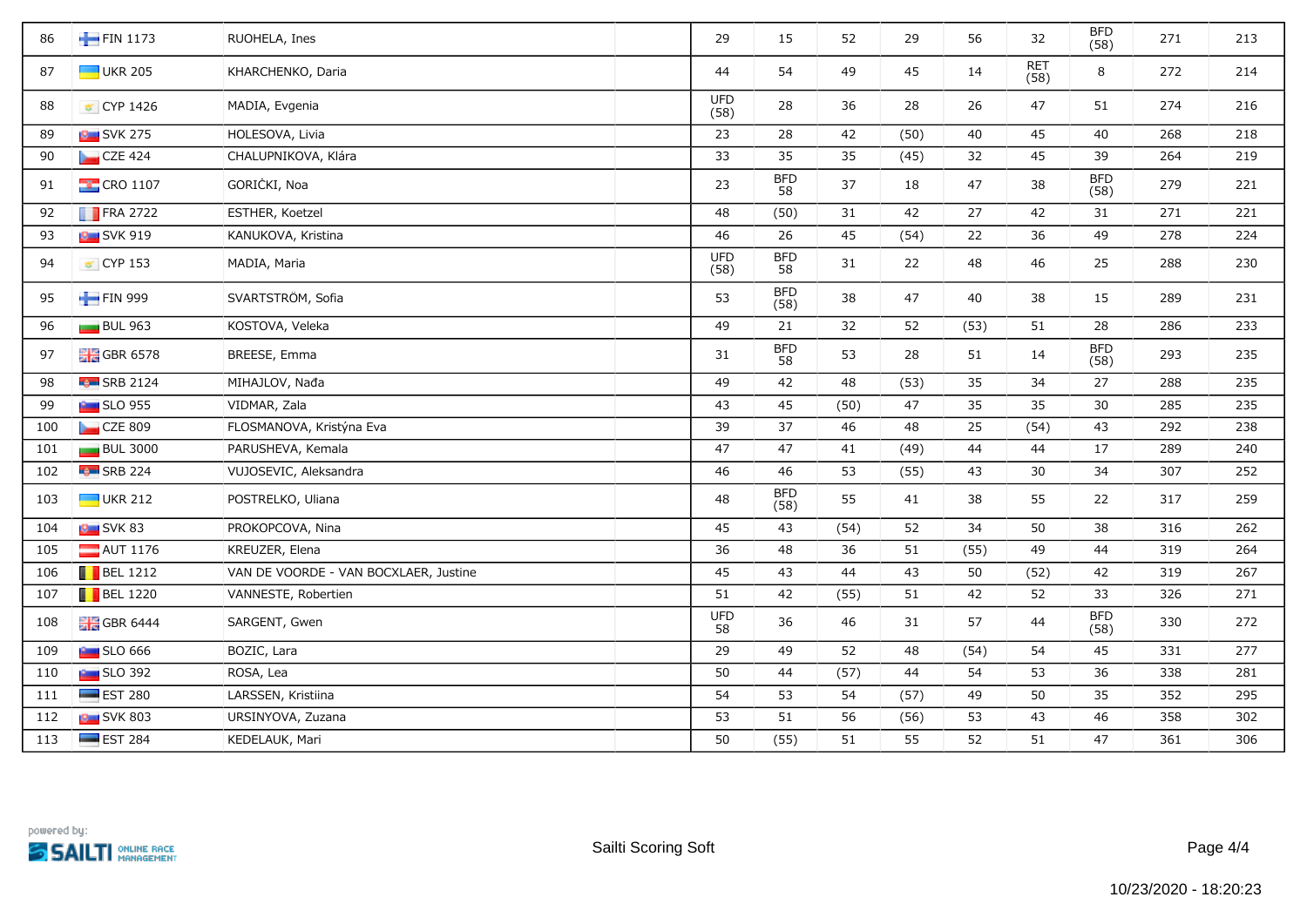| | | | | | | | | | | | | | |
|---|---|---|---|---|---|---|---|---|---|---|---|---|---|
| 86 | FIN 1173 | RUOHELA, Ines | | 29 | 15 | 52 | 29 | 56 | 32 | BFD (58) | 271 | 213 |
| 87 | UKR 205 | KHARCHENKO, Daria | | 44 | 54 | 49 | 45 | 14 | RET (58) | 8 | 272 | 214 |
| 88 | CYP 1426 | MADIA, Evgenia | | UFD (58) | 28 | 36 | 28 | 26 | 47 | 51 | 274 | 216 |
| 89 | SVK 275 | HOLESOVA, Livia | | 23 | 28 | 42 | (50) | 40 | 45 | 40 | 268 | 218 |
| 90 | CZE 424 | CHALUPNIKOVA, Klára | | 33 | 35 | 35 | (45) | 32 | 45 | 39 | 264 | 219 |
| 91 | CRO 1107 | GORIČKI, Noa | | 23 | BFD 58 | 37 | 18 | 47 | 38 | BFD (58) | 279 | 221 |
| 92 | FRA 2722 | ESTHER, Koetzel | | 48 | (50) | 31 | 42 | 27 | 42 | 31 | 271 | 221 |
| 93 | SVK 919 | KANUKOVA, Kristina | | 46 | 26 | 45 | (54) | 22 | 36 | 49 | 278 | 224 |
| 94 | CYP 153 | MADIA, Maria | | UFD (58) | BFD 58 | 31 | 22 | 48 | 46 | 25 | 288 | 230 |
| 95 | FIN 999 | SVARTSTRÖM, Sofia | | 53 | BFD (58) | 38 | 47 | 40 | 38 | 15 | 289 | 231 |
| 96 | BUL 963 | KOSTOVA, Veleka | | 49 | 21 | 32 | 52 | (53) | 51 | 28 | 286 | 233 |
| 97 | GBR 6578 | BREESE, Emma | | 31 | BFD 58 | 53 | 28 | 51 | 14 | BFD (58) | 293 | 235 |
| 98 | SRB 2124 | MIHAJLOV, Nađa | | 49 | 42 | 48 | (53) | 35 | 34 | 27 | 288 | 235 |
| 99 | SLO 955 | VIDMAR, Zala | | 43 | 45 | (50) | 47 | 35 | 35 | 30 | 285 | 235 |
| 100 | CZE 809 | FLOSMANOVA, Kristýna Eva | | 39 | 37 | 46 | 48 | 25 | (54) | 43 | 292 | 238 |
| 101 | BUL 3000 | PARUSHEVA, Kemala | | 47 | 47 | 41 | (49) | 44 | 44 | 17 | 289 | 240 |
| 102 | SRB 224 | VUJOSEVIC, Aleksandra | | 46 | 46 | 53 | (55) | 43 | 30 | 34 | 307 | 252 |
| 103 | UKR 212 | POSTRELKO, Uliana | | 48 | BFD (58) | 55 | 41 | 38 | 55 | 22 | 317 | 259 |
| 104 | SVK 83 | PROKOPCOVA, Nina | | 45 | 43 | (54) | 52 | 34 | 50 | 38 | 316 | 262 |
| 105 | AUT 1176 | KREUZER, Elena | | 36 | 48 | 36 | 51 | (55) | 49 | 44 | 319 | 264 |
| 106 | BEL 1212 | VAN DE VOORDE - VAN BOCXLAER, Justine | | 45 | 43 | 44 | 43 | 50 | (52) | 42 | 319 | 267 |
| 107 | BEL 1220 | VANNESTE, Robertien | | 51 | 42 | (55) | 51 | 42 | 52 | 33 | 326 | 271 |
| 108 | GBR 6444 | SARGENT, Gwen | | UFD 58 | 36 | 46 | 31 | 57 | 44 | BFD (58) | 330 | 272 |
| 109 | SLO 666 | BOZIC, Lara | | 29 | 49 | 52 | 48 | (54) | 54 | 45 | 331 | 277 |
| 110 | SLO 392 | ROSA, Lea | | 50 | 44 | (57) | 44 | 54 | 53 | 36 | 338 | 281 |
| 111 | EST 280 | LARSSEN, Kristiina | | 54 | 53 | 54 | (57) | 49 | 50 | 35 | 352 | 295 |
| 112 | SVK 803 | URSINYOVA, Zuzana | | 53 | 51 | 56 | (56) | 53 | 43 | 46 | 358 | 302 |
| 113 | EST 284 | KEDELAUK, Mari | | 50 | (55) | 51 | 55 | 52 | 51 | 47 | 361 | 306 |

powered by: SAILTI ONLINE RACE MANAGEMENT

Sailti Scoring Soft

10/23/2020 - 18:20:23